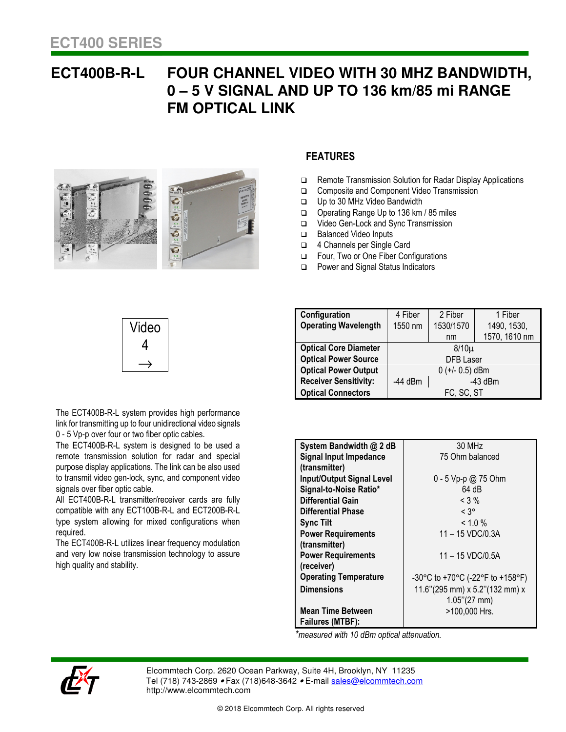## ECT400 SERIES

# ECT400B-R-L FOUR CHANNEL VIDEO WITH 30 MHZ BANDWIDTH, 0 – 5 V SIGNAL AND UP TO 136 km/85 mi RANGE FM OPTICAL LINK

## FEATURES

- Remote Transmission Solution for Radar Display Applications
- Composite and Component Video Transmission
- Up to 30 MHz Video Bandwidth
- Operating Range Up to 136 km / 85 miles
- Video Gen-Lock and Sync Transmission
- Balanced Video Inputs
- 4 Channels per Single Card
- Four, Two or One Fiber Configurations
- Power and Signal Status Indicators

| Video |
|---|
| 4 |
| → |

| **Configuration** | 4 Fiber | 2 Fiber | 1 Fiber |
|---|---|---|---|
| **Operating Wavelength** | 1550 nm | 1530/1570 nm | 1490, 1530, 1570, 1610 nm |
| **Optical Core Diameter** | 8/10µ | | |
| **Optical Power Source** | DFB Laser | | |
| **Optical Power Output** | 0 (+/- 0.5) dBm | | |
| **Receiver Sensitivity:** | -44 dBm | -43 dBm | |
| **Optical Connectors** | FC, SC, ST | | |

The ECT400B-R-L system provides high performance link for transmitting up to four unidirectional video signals 0 - 5 Vp-p over four or two fiber optic cables.

The ECT400B-R-L system is designed to be used a remote transmission solution for radar and special purpose display applications. The link can be also used to transmit video gen-lock, sync, and component video signals over fiber optic cable.

All ECT400B-R-L transmitter/receiver cards are fully compatible with any ECT100B-R-L and ECT200B-R-L type system allowing for mixed configurations when required.

The ECT400B-R-L utilizes linear frequency modulation and very low noise transmission technology to assure high quality and stability.

| Parameter | Value |
|---|---|
| **System Bandwidth @ 2 dB** | 30 MHz |
| **Signal Input Impedance (transmitter)** | 75 Ohm balanced |
| **Input/Output Signal Level** | 0 - 5 Vp-p @ 75 Ohm |
| **Signal-to-Noise Ratio*** | 64 dB |
| **Differential Gain** | < 3 % |
| **Differential Phase** | < 3° |
| **Sync Tilt** | < 1.0 % |
| **Power Requirements (transmitter)** | 11 – 15 VDC/0.3A |
| **Power Requirements (receiver)** | 11 – 15 VDC/0.5A |
| **Operating Temperature** | -30°C to +70°C (-22°F to +158°F) |
| **Dimensions** | 11.6"(295 mm) x 5.2"(132 mm) x 1.05"(27 mm) |
| **Mean Time Between Failures (MTBF):** | >100,000 Hrs. |

*measured with 10 dBm optical attenuation.*

Elcommtech Corp. 2620 Ocean Parkway, Suite 4H, Brooklyn, NY 11235
Tel (718) 743-2869 • Fax (718)648-3642 • E-mail sales@elcommtech.com
http://www.elcommtech.com

© 2018 Elcommtech Corp. All rights reserved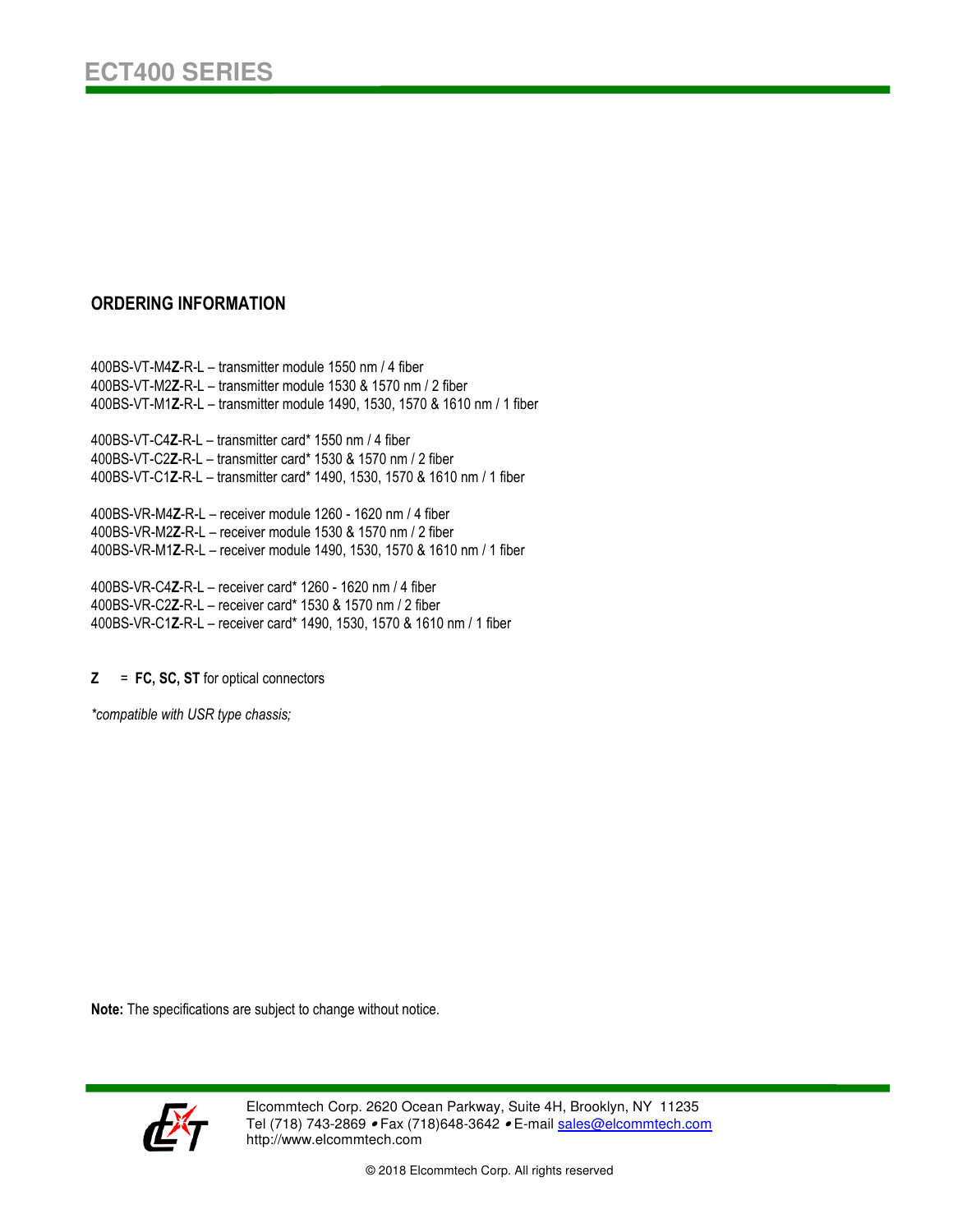## ORDERING INFORMATION

400BS-VT-M4**Z**-R-L – transmitter module 1550 nm / 4 fiber
400BS-VT-M2**Z**-R-L – transmitter module 1530 & 1570 nm / 2 fiber
400BS-VT-M1**Z**-R-L – transmitter module 1490, 1530, 1570 & 1610 nm / 1 fiber

400BS-VT-C4**Z**-R-L – transmitter card* 1550 nm / 4 fiber
400BS-VT-C2**Z**-R-L – transmitter card* 1530 & 1570 nm / 2 fiber
400BS-VT-C1**Z**-R-L – transmitter card* 1490, 1530, 1570 & 1610 nm / 1 fiber

400BS-VR-M4**Z**-R-L – receiver module 1260 - 1620 nm / 4 fiber
400BS-VR-M2**Z**-R-L – receiver module 1530 & 1570 nm / 2 fiber
400BS-VR-M1**Z**-R-L – receiver module 1490, 1530, 1570 & 1610 nm / 1 fiber

400BS-VR-C4**Z**-R-L – receiver card* 1260 - 1620 nm / 4 fiber
400BS-VR-C2**Z**-R-L – receiver card* 1530 & 1570 nm / 2 fiber
400BS-VR-C1**Z**-R-L – receiver card* 1490, 1530, 1570 & 1610 nm / 1 fiber

**Z** = **FC, SC, ST** for optical connectors

*\*compatible with USR type chassis;*

**Note:** The specifications are subject to change without notice.

Elcommtech Corp. 2620 Ocean Parkway, Suite 4H, Brooklyn, NY 11235
Tel (718) 743-2869 • Fax (718)648-3642 • E-mail sales@elcommtech.com
http://www.elcommtech.com

© 2018 Elcommtech Corp. All rights reserved